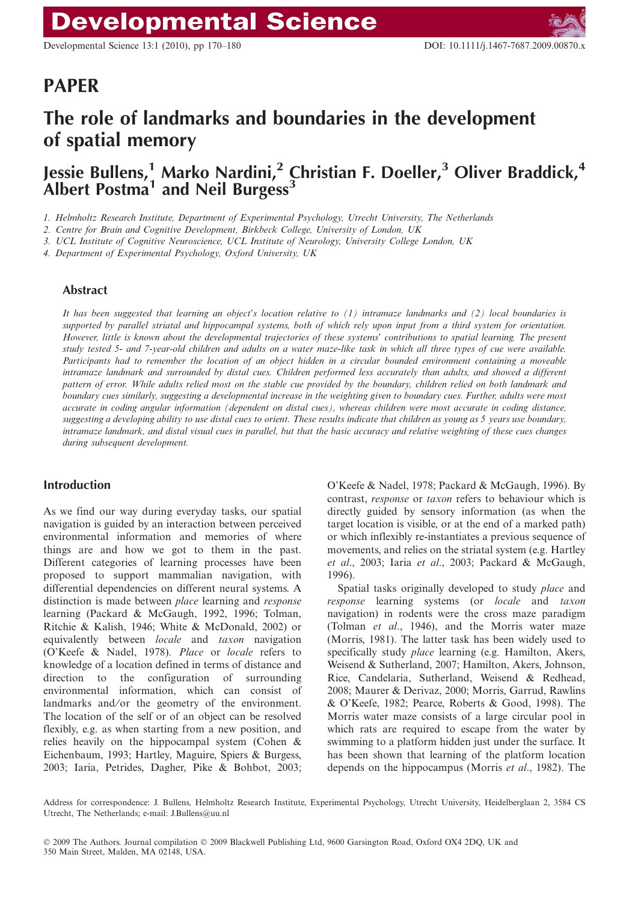# PAPER

# The role of landmarks and boundaries in the development of spatial memory

## Jessie Bullens,[1] Marko Nardini,[2] Christian F. Doeller,[3] Oliver Braddick,[4] Albert Postma[1] and Neil Burgess[3]

1. *Helmholtz Research Institute, Department of Experimental Psychology, Utrecht University, The Netherlands*
2. *Centre for Brain and Cognitive Development, Birkbeck College, University of London, UK*
3. *UCL Institute of Cognitive Neuroscience, UCL Institute of Neurology, University College London, UK*
4. *Department of Experimental Psychology, Oxford University, UK*

### Abstract

*It has been suggested that learning an object's location relative to (1) intramaze landmarks and (2) local boundaries is supported by parallel striatal and hippocampal systems, both of which rely upon input from a third system for orientation. However, little is known about the developmental trajectories of these systems' contributions to spatial learning. The present study tested 5- and 7-year-old children and adults on a water maze-like task in which all three types of cue were available. Participants had to remember the location of an object hidden in a circular bounded environment containing a moveable intramaze landmark and surrounded by distal cues. Children performed less accurately than adults, and showed a different pattern of error. While adults relied most on the stable cue provided by the boundary, children relied on both landmark and boundary cues similarly, suggesting a developmental increase in the weighting given to boundary cues. Further, adults were most accurate in coding angular information (dependent on distal cues), whereas children were most accurate in coding distance, suggesting a developing ability to use distal cues to orient. These results indicate that children as young as 5 years use boundary, intramaze landmark, and distal visual cues in parallel, but that the basic accuracy and relative weighting of these cues changes during subsequent development.*

## Introduction

As we find our way during everyday tasks, our spatial navigation is guided by an interaction between perceived environmental information and memories of where things are and how we got to them in the past. Different categories of learning processes have been proposed to support mammalian navigation, with differential dependencies on different neural systems. A distinction is made between *place* learning and *response* learning (Packard & McGaugh, 1992, 1996; Tolman, Ritchie & Kalish, 1946; White & McDonald, 2002) or equivalently between *locale* and *taxon* navigation (O'Keefe & Nadel, 1978). *Place* or *locale* refers to knowledge of a location defined in terms of distance and direction to the configuration of surrounding environmental information, which can consist of landmarks and/or the geometry of the environment. The location of the self or of an object can be resolved flexibly, e.g. as when starting from a new position, and relies heavily on the hippocampal system (Cohen & Eichenbaum, 1993; Hartley, Maguire, Spiers & Burgess, 2003; Iaria, Petrides, Dagher, Pike & Bohbot, 2003; O'Keefe & Nadel, 1978; Packard & McGaugh, 1996). By contrast, *response* or *taxon* refers to behaviour which is directly guided by sensory information (as when the target location is visible, or at the end of a marked path) or which inflexibly re-instantiates a previous sequence of movements, and relies on the striatal system (e.g. Hartley *et al.*, 2003; Iaria *et al.*, 2003; Packard & McGaugh, 1996).

Spatial tasks originally developed to study *place* and *response* learning systems (or *locale* and *taxon* navigation) in rodents were the cross maze paradigm (Tolman *et al.*, 1946), and the Morris water maze (Morris, 1981). The latter task has been widely used to specifically study *place* learning (e.g. Hamilton, Akers, Weisend & Sutherland, 2007; Hamilton, Akers, Johnson, Rice, Candelaria, Sutherland, Weisend & Redhead, 2008; Maurer & Derivaz, 2000; Morris, Garrud, Rawlins & O'Keefe, 1982; Pearce, Roberts & Good, 1998). The Morris water maze consists of a large circular pool in which rats are required to escape from the water by swimming to a platform hidden just under the surface. It has been shown that learning of the platform location depends on the hippocampus (Morris *et al.*, 1982). The

Address for correspondence: J. Bullens, Helmholtz Research Institute, Experimental Psychology, Utrecht University, Heidelberglaan 2, 3584 CS Utrecht, The Netherlands; e-mail: J.Bullens@uu.nl

© 2009 The Authors. Journal compilation © 2009 Blackwell Publishing Ltd, 9600 Garsington Road, Oxford OX4 2DQ, UK and 350 Main Street, Malden, MA 02148, USA.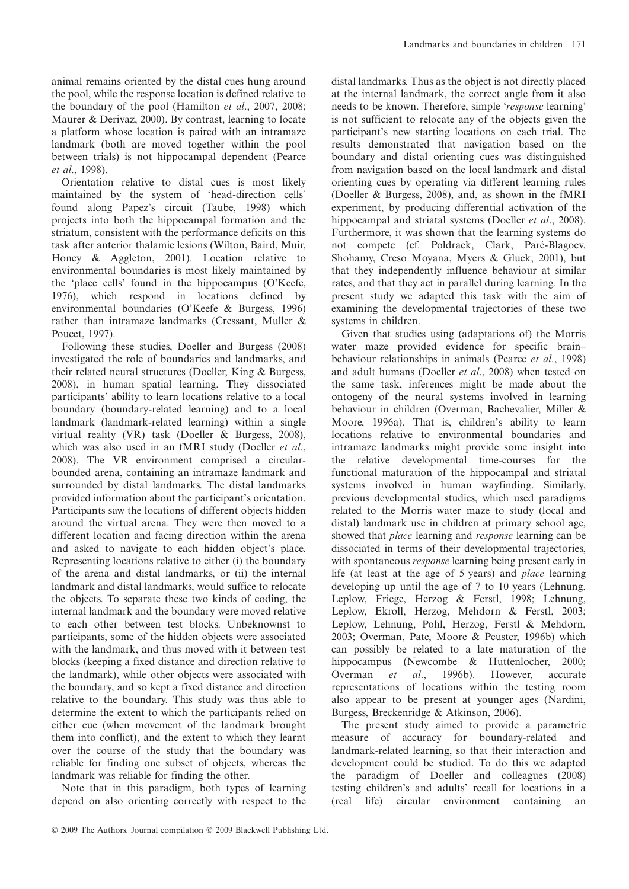animal remains oriented by the distal cues hung around the pool, while the response location is defined relative to the boundary of the pool (Hamilton *et al*., 2007, 2008; Maurer & Derivaz, 2000). By contrast, learning to locate a platform whose location is paired with an intramaze landmark (both are moved together within the pool between trials) is not hippocampal dependent (Pearce *et al*., 1998).

Orientation relative to distal cues is most likely maintained by the system of 'head-direction cells' found along Papez's circuit (Taube, 1998) which projects into both the hippocampal formation and the striatum, consistent with the performance deficits on this task after anterior thalamic lesions (Wilton, Baird, Muir, Honey & Aggleton, 2001). Location relative to environmental boundaries is most likely maintained by the 'place cells' found in the hippocampus (O'Keefe, 1976), which respond in locations defined by environmental boundaries (O'Keefe & Burgess, 1996) rather than intramaze landmarks (Cressant, Muller & Poucet, 1997).

Following these studies, Doeller and Burgess (2008) investigated the role of boundaries and landmarks, and their related neural structures (Doeller, King & Burgess, 2008), in human spatial learning. They dissociated participants' ability to learn locations relative to a local boundary (boundary-related learning) and to a local landmark (landmark-related learning) within a single virtual reality (VR) task (Doeller & Burgess, 2008), which was also used in an fMRI study (Doeller *et al*., 2008). The VR environment comprised a circular-bounded arena, containing an intramaze landmark and surrounded by distal landmarks. The distal landmarks provided information about the participant's orientation. Participants saw the locations of different objects hidden around the virtual arena. They were then moved to a different location and facing direction within the arena and asked to navigate to each hidden object's place. Representing locations relative to either (i) the boundary of the arena and distal landmarks, or (ii) the internal landmark and distal landmarks, would suffice to relocate the objects. To separate these two kinds of coding, the internal landmark and the boundary were moved relative to each other between test blocks. Unbeknownst to participants, some of the hidden objects were associated with the landmark, and thus moved with it between test blocks (keeping a fixed distance and direction relative to the landmark), while other objects were associated with the boundary, and so kept a fixed distance and direction relative to the boundary. This study was thus able to determine the extent to which the participants relied on either cue (when movement of the landmark brought them into conflict), and the extent to which they learnt over the course of the study that the boundary was reliable for finding one subset of objects, whereas the landmark was reliable for finding the other.

Note that in this paradigm, both types of learning depend on also orienting correctly with respect to the distal landmarks. Thus as the object is not directly placed at the internal landmark, the correct angle from it also needs to be known. Therefore, simple '*response* learning' is not sufficient to relocate any of the objects given the participant's new starting locations on each trial. The results demonstrated that navigation based on the boundary and distal orienting cues was distinguished from navigation based on the local landmark and distal orienting cues by operating via different learning rules (Doeller & Burgess, 2008), and, as shown in the fMRI experiment, by producing differential activation of the hippocampal and striatal systems (Doeller *et al*., 2008). Furthermore, it was shown that the learning systems do not compete (cf. Poldrack, Clark, Paré-Blagoev, Shohamy, Creso Moyana, Myers & Gluck, 2001), but that they independently influence behaviour at similar rates, and that they act in parallel during learning. In the present study we adapted this task with the aim of examining the developmental trajectories of these two systems in children.

Given that studies using (adaptations of) the Morris water maze provided evidence for specific brain–behaviour relationships in animals (Pearce *et al*., 1998) and adult humans (Doeller *et al*., 2008) when tested on the same task, inferences might be made about the ontogeny of the neural systems involved in learning behaviour in children (Overman, Bachevalier, Miller & Moore, 1996a). That is, children's ability to learn locations relative to environmental boundaries and intramaze landmarks might provide some insight into the relative developmental time-courses for the functional maturation of the hippocampal and striatal systems involved in human wayfinding. Similarly, previous developmental studies, which used paradigms related to the Morris water maze to study (local and distal) landmark use in children at primary school age, showed that *place* learning and *response* learning can be dissociated in terms of their developmental trajectories, with spontaneous *response* learning being present early in life (at least at the age of 5 years) and *place* learning developing up until the age of 7 to 10 years (Lehnung, Leplow, Friege, Herzog & Ferstl, 1998; Lehnung, Leplow, Ekroll, Herzog, Mehdorn & Ferstl, 2003; Leplow, Lehnung, Pohl, Herzog, Ferstl & Mehdorn, 2003; Overman, Pate, Moore & Peuster, 1996b) which can possibly be related to a late maturation of the hippocampus (Newcombe & Huttenlocher, 2000; Overman *et al*., 1996b). However, accurate representations of locations within the testing room also appear to be present at younger ages (Nardini, Burgess, Breckenridge & Atkinson, 2006).

The present study aimed to provide a parametric measure of accuracy for boundary-related and landmark-related learning, so that their interaction and development could be studied. To do this we adapted the paradigm of Doeller and colleagues (2008) testing children's and adults' recall for locations in a (real life) circular environment containing an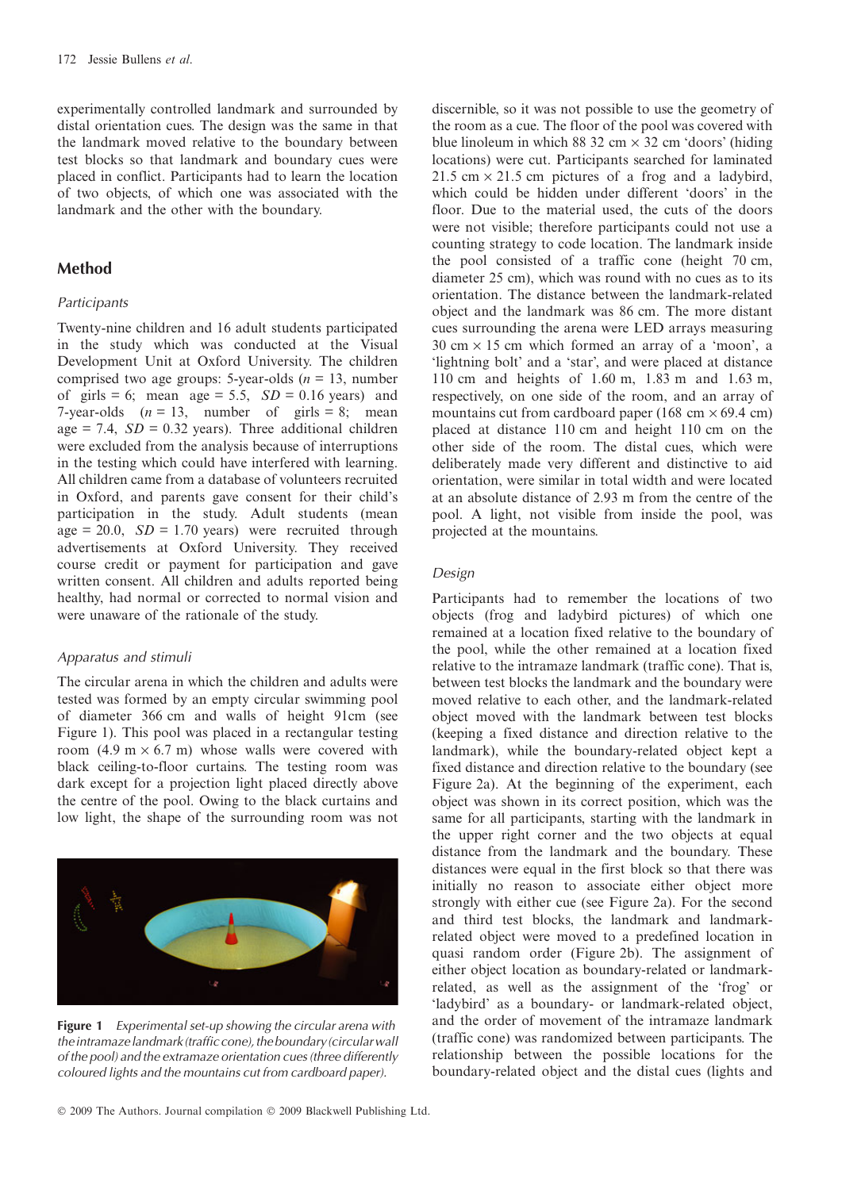experimentally controlled landmark and surrounded by distal orientation cues. The design was the same in that the landmark moved relative to the boundary between test blocks so that landmark and boundary cues were placed in conflict. Participants had to learn the location of two objects, of which one was associated with the landmark and the other with the boundary.

## Method

### *Participants*

Twenty-nine children and 16 adult students participated in the study which was conducted at the Visual Development Unit at Oxford University. The children comprised two age groups: 5-year-olds ($n$ = 13, number of girls = 6; mean age = 5.5, $SD$ = 0.16 years) and 7-year-olds ($n$ = 13, number of girls = 8; mean age = 7.4, $SD$ = 0.32 years). Three additional children were excluded from the analysis because of interruptions in the testing which could have interfered with learning. All children came from a database of volunteers recruited in Oxford, and parents gave consent for their child's participation in the study. Adult students (mean age = 20.0, $SD$ = 1.70 years) were recruited through advertisements at Oxford University. They received course credit or payment for participation and gave written consent. All children and adults reported being healthy, had normal or corrected to normal vision and were unaware of the rationale of the study.

### *Apparatus and stimuli*

The circular arena in which the children and adults were tested was formed by an empty circular swimming pool of diameter 366 cm and walls of height 91cm (see Figure 1). This pool was placed in a rectangular testing room (4.9 m × 6.7 m) whose walls were covered with black ceiling-to-floor curtains. The testing room was dark except for a projection light placed directly above the centre of the pool. Owing to the black curtains and low light, the shape of the surrounding room was not discernible, so it was not possible to use the geometry of the room as a cue. The floor of the pool was covered with blue linoleum in which 88 32 cm × 32 cm 'doors' (hiding locations) were cut. Participants searched for laminated 21.5 cm × 21.5 cm pictures of a frog and a ladybird, which could be hidden under different 'doors' in the floor. Due to the material used, the cuts of the doors were not visible; therefore participants could not use a counting strategy to code location. The landmark inside the pool consisted of a traffic cone (height 70 cm, diameter 25 cm), which was round with no cues as to its orientation. The distance between the landmark-related object and the landmark was 86 cm. The more distant cues surrounding the arena were LED arrays measuring 30 cm × 15 cm which formed an array of a 'moon', a 'lightning bolt' and a 'star', and were placed at distance 110 cm and heights of 1.60 m, 1.83 m and 1.63 m, respectively, on one side of the room, and an array of mountains cut from cardboard paper (168 cm × 69.4 cm) placed at distance 110 cm and height 110 cm on the other side of the room. The distal cues, which were deliberately made very different and distinctive to aid orientation, were similar in total width and were located at an absolute distance of 2.93 m from the centre of the pool. A light, not visible from inside the pool, was projected at the mountains.

**Figure 1** *Experimental set-up showing the circular arena with the intramaze landmark (traffic cone), the boundary (circular wall of the pool) and the extramaze orientation cues (three differently coloured lights and the mountains cut from cardboard paper).*

### *Design*

Participants had to remember the locations of two objects (frog and ladybird pictures) of which one remained at a location fixed relative to the boundary of the pool, while the other remained at a location fixed relative to the intramaze landmark (traffic cone). That is, between test blocks the landmark and the boundary were moved relative to each other, and the landmark-related object moved with the landmark between test blocks (keeping a fixed distance and direction relative to the landmark), while the boundary-related object kept a fixed distance and direction relative to the boundary (see Figure 2a). At the beginning of the experiment, each object was shown in its correct position, which was the same for all participants, starting with the landmark in the upper right corner and the two objects at equal distance from the landmark and the boundary. These distances were equal in the first block so that there was initially no reason to associate either object more strongly with either cue (see Figure 2a). For the second and third test blocks, the landmark and landmark-related object were moved to a predefined location in quasi random order (Figure 2b). The assignment of either object location as boundary-related or landmark-related, as well as the assignment of the 'frog' or 'ladybird' as a boundary- or landmark-related object, and the order of movement of the intramaze landmark (traffic cone) was randomized between participants. The relationship between the possible locations for the boundary-related object and the distal cues (lights and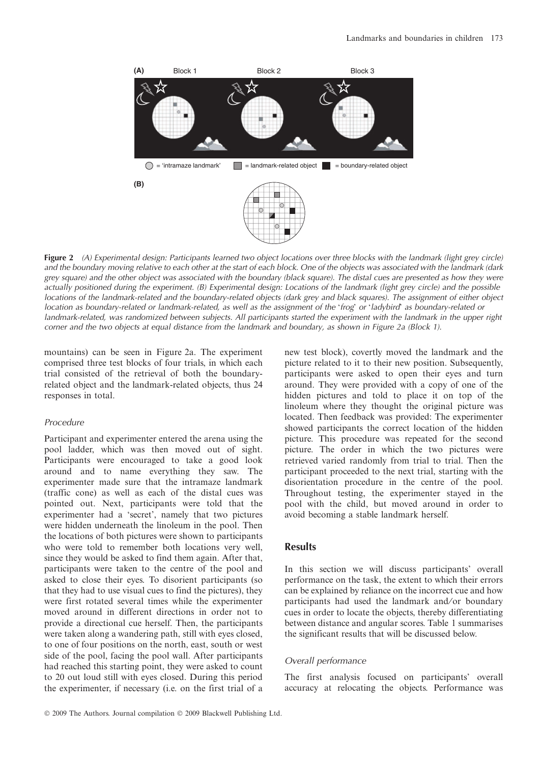(A) Block 1 Block 2 Block 3

= 'intramaze landmark' = landmark-related object = boundary-related object

(B)

**Figure 2** *(A) Experimental design: Participants learned two object locations over three blocks with the landmark (light grey circle) and the boundary moving relative to each other at the start of each block. One of the objects was associated with the landmark (dark grey square) and the other object was associated with the boundary (black square). The distal cues are presented as how they were actually positioned during the experiment. (B) Experimental design: Locations of the landmark (light grey circle) and the possible locations of the landmark-related and the boundary-related objects (dark grey and black squares). The assignment of either object location as boundary-related or landmark-related, as well as the assignment of the 'frog' or 'ladybird' as boundary-related or landmark-related, was randomized between subjects. All participants started the experiment with the landmark in the upper right corner and the two objects at equal distance from the landmark and boundary, as shown in Figure 2a (Block 1).*

mountains) can be seen in Figure 2a. The experiment comprised three test blocks of four trials, in which each trial consisted of the retrieval of both the boundary-related object and the landmark-related objects, thus 24 responses in total.

### *Procedure*

Participant and experimenter entered the arena using the pool ladder, which was then moved out of sight. Participants were encouraged to take a good look around and to name everything they saw. The experimenter made sure that the intramaze landmark (traffic cone) as well as each of the distal cues was pointed out. Next, participants were told that the experimenter had a 'secret', namely that two pictures were hidden underneath the linoleum in the pool. Then the locations of both pictures were shown to participants who were told to remember both locations very well, since they would be asked to find them again. After that, participants were taken to the centre of the pool and asked to close their eyes. To disorient participants (so that they had to use visual cues to find the pictures), they were first rotated several times while the experimenter moved around in different directions in order not to provide a directional cue herself. Then, the participants were taken along a wandering path, still with eyes closed, to one of four positions on the north, east, south or west side of the pool, facing the pool wall. After participants had reached this starting point, they were asked to count to 20 out loud still with eyes closed. During this period the experimenter, if necessary (i.e. on the first trial of a new test block), covertly moved the landmark and the picture related to it to their new position. Subsequently, participants were asked to open their eyes and turn around. They were provided with a copy of one of the hidden pictures and told to place it on top of the linoleum where they thought the original picture was located. Then feedback was provided: The experimenter showed participants the correct location of the hidden picture. This procedure was repeated for the second picture. The order in which the two pictures were retrieved varied randomly from trial to trial. Then the participant proceeded to the next trial, starting with the disorientation procedure in the centre of the pool. Throughout testing, the experimenter stayed in the pool with the child, but moved around in order to avoid becoming a stable landmark herself.

## Results

In this section we will discuss participants' overall performance on the task, the extent to which their errors can be explained by reliance on the incorrect cue and how participants had used the landmark and/or boundary cues in order to locate the objects, thereby differentiating between distance and angular scores. Table 1 summarises the significant results that will be discussed below.

### *Overall performance*

The first analysis focused on participants' overall accuracy at relocating the objects. Performance was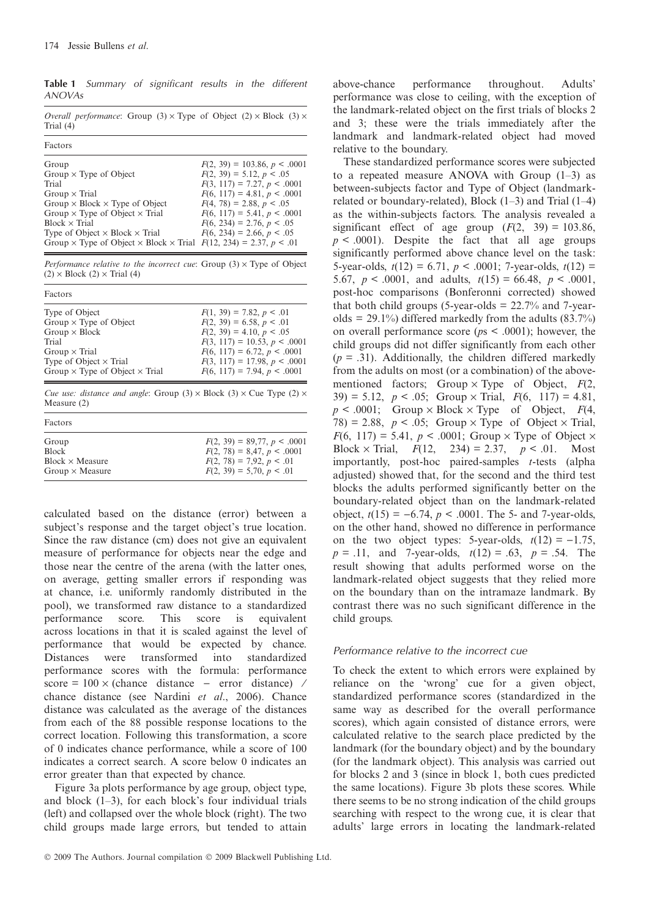**Table 1** *Summary of significant results in the different ANOVAs*

*Overall performance*: Group (3) × Type of Object (2) × Block (3) × Trial (4)

| Factors | |
|---|---|
| Group | $F(2, 39) = 103.86$, $p < .0001$ |
| Group × Type of Object | $F(2, 39) = 5.12$, $p < .05$ |
| Trial | $F(3, 117) = 7.27$, $p < .0001$ |
| Group × Trial | $F(6, 117) = 4.81$, $p < .0001$ |
| Group × Block × Type of Object | $F(4, 78) = 2.88$, $p < .05$ |
| Group × Type of Object × Trial | $F(6, 117) = 5.41$, $p < .0001$ |
| Block × Trial | $F(6, 234) = 2.76$, $p < .05$ |
| Type of Object × Block × Trial | $F(6, 234) = 2.66$, $p < .05$ |
| Group × Type of Object × Block × Trial | $F(12, 234) = 2.37$, $p < .01$ |

*Performance relative to the incorrect cue*: Group (3) × Type of Object (2) × Block (2) × Trial (4)

| Factors | |
|---|---|
| Type of Object | $F(1, 39) = 7.82$, $p < .01$ |
| Group × Type of Object | $F(2, 39) = 6.58$, $p < .01$ |
| Group × Block | $F(2, 39) = 4.10$, $p < .05$ |
| Trial | $F(3, 117) = 10.53$, $p < .0001$ |
| Group × Trial | $F(6, 117) = 6.72$, $p < .0001$ |
| Type of Object × Trial | $F(3, 117) = 17.98$, $p < .0001$ |
| Group × Type of Object × Trial | $F(6, 117) = 7.94$, $p < .0001$ |

*Cue use: distance and angle*: Group (3) × Block (3) × Cue Type (2) × Measure (2)

| Factors | |
|---|---|
| Group | $F(2, 39) = 89{,}77$, $p < .0001$ |
| Block | $F(2, 78) = 8{,}47$, $p < .0001$ |
| Block × Measure | $F(2, 78) = 7{,}92$, $p < .01$ |
| Group × Measure | $F(2, 39) = 5{,}70$, $p < .01$ |

calculated based on the distance (error) between a subject's response and the target object's true location. Since the raw distance (cm) does not give an equivalent measure of performance for objects near the edge and those near the centre of the arena (with the latter ones, on average, getting smaller errors if responding was at chance, i.e. uniformly randomly distributed in the pool), we transformed raw distance to a standardized performance score. This score is equivalent across locations in that it is scaled against the level of performance that would be expected by chance. Distances were transformed into standardized performance scores with the formula: performance score = 100 × (chance distance − error distance) / chance distance (see Nardini *et al*., 2006). Chance distance was calculated as the average of the distances from each of the 88 possible response locations to the correct location. Following this transformation, a score of 0 indicates chance performance, while a score of 100 indicates a correct search. A score below 0 indicates an error greater than that expected by chance.

Figure 3a plots performance by age group, object type, and block (1–3), for each block's four individual trials (left) and collapsed over the whole block (right). The two child groups made large errors, but tended to attain above-chance performance throughout. Adults' performance was close to ceiling, with the exception of the landmark-related object on the first trials of blocks 2 and 3; these were the trials immediately after the landmark and landmark-related object had moved relative to the boundary.

These standardized performance scores were subjected to a repeated measure ANOVA with Group (1–3) as between-subjects factor and Type of Object (landmark-related or boundary-related), Block (1–3) and Trial (1–4) as the within-subjects factors. The analysis revealed a significant effect of age group ($F(2, 39) = 103.86$, $p < .0001$). Despite the fact that all age groups significantly performed above chance level on the task: 5-year-olds, $t(12) = 6.71$, $p < .0001$; 7-year-olds, $t(12) = 5.67$, $p < .0001$, and adults, $t(15) = 66.48$, $p < .0001$, post-hoc comparisons (Bonferoni corrected) showed that both child groups (5-year-olds = 22.7% and 7-year-olds = 29.1%) differed markedly from the adults (83.7%) on overall performance score ($p$s < .0001); however, the child groups did not differ significantly from each other ($p = .31$). Additionally, the children differed markedly from the adults on most (or a combination) of the above-mentioned factors; Group × Type of Object, $F(2, 39) = 5.12$, $p < .05$; Group × Trial, $F(6, 117) = 4.81$, $p < .0001$; Group × Block × Type of Object, $F(4, 78) = 2.88$, $p < .05$; Group × Type of Object × Trial, $F(6, 117) = 5.41$, $p < .0001$; Group × Type of Object × Block × Trial, $F(12, 234) = 2.37$, $p < .01$. Most importantly, post-hoc paired-samples $t$-tests (alpha adjusted) showed that, for the second and the third test blocks the adults performed significantly better on the boundary-related object than on the landmark-related object, $t(15) = -6.74$, $p < .0001$. The 5- and 7-year-olds, on the other hand, showed no difference in performance on the two object types: 5-year-olds, $t(12) = -1.75$, $p = .11$, and 7-year-olds, $t(12) = .63$, $p = .54$. The result showing that adults performed worse on the landmark-related object suggests that they relied more on the boundary than on the intramaze landmark. By contrast there was no such significant difference in the child groups.

### Performance relative to the incorrect cue

To check the extent to which errors were explained by reliance on the 'wrong' cue for a given object, standardized performance scores (standardized in the same way as described for the overall performance scores), which again consisted of distance errors, were calculated relative to the search place predicted by the landmark (for the boundary object) and by the boundary (for the landmark object). This analysis was carried out for blocks 2 and 3 (since in block 1, both cues predicted the same locations). Figure 3b plots these scores. While there seems to be no strong indication of the child groups searching with respect to the wrong cue, it is clear that adults' large errors in locating the landmark-related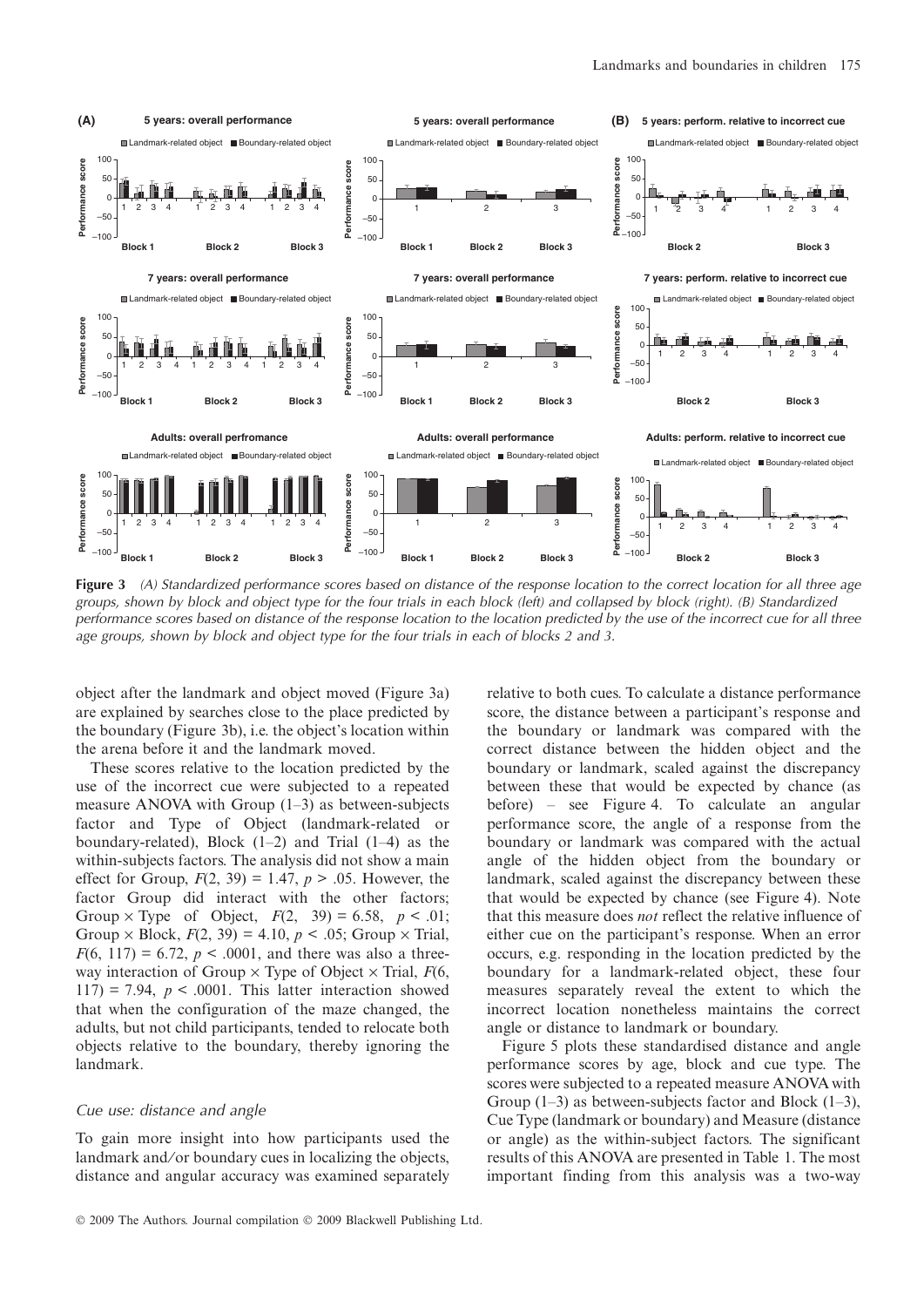**Figure 3** *(A) Standardized performance scores based on distance of the response location to the correct location for all three age groups, shown by block and object type for the four trials in each block (left) and collapsed by block (right). (B) Standardized performance scores based on distance of the response location to the location predicted by the use of the incorrect cue for all three age groups, shown by block and object type for the four trials in each of blocks 2 and 3.*

object after the landmark and object moved (Figure 3a) are explained by searches close to the place predicted by the boundary (Figure 3b), i.e. the object's location within the arena before it and the landmark moved.

These scores relative to the location predicted by the use of the incorrect cue were subjected to a repeated measure ANOVA with Group (1–3) as between-subjects factor and Type of Object (landmark-related or boundary-related), Block (1–2) and Trial (1–4) as the within-subjects factors. The analysis did not show a main effect for Group, $F(2, 39) = 1.47$, $p > .05$. However, the factor Group did interact with the other factors; Group × Type of Object, $F(2, 39) = 6.58$, $p < .01$; Group × Block, $F(2, 39) = 4.10$, $p < .05$; Group × Trial, $F(6, 117) = 6.72$, $p < .0001$, and there was also a three-way interaction of Group × Type of Object × Trial, $F(6, 117) = 7.94$, $p < .0001$. This latter interaction showed that when the configuration of the maze changed, the adults, but not child participants, tended to relocate both objects relative to the boundary, thereby ignoring the landmark.

### *Cue use: distance and angle*

To gain more insight into how participants used the landmark and/or boundary cues in localizing the objects, distance and angular accuracy was examined separately relative to both cues. To calculate a distance performance score, the distance between a participant's response and the boundary or landmark was compared with the correct distance between the hidden object and the boundary or landmark, scaled against the discrepancy between these that would be expected by chance (as before) – see Figure 4. To calculate an angular performance score, the angle of a response from the boundary or landmark was compared with the actual angle of the hidden object from the boundary or landmark, scaled against the discrepancy between these that would be expected by chance (see Figure 4). Note that this measure does *not* reflect the relative influence of either cue on the participant's response. When an error occurs, e.g. responding in the location predicted by the boundary for a landmark-related object, these four measures separately reveal the extent to which the incorrect location nonetheless maintains the correct angle or distance to landmark or boundary.

Figure 5 plots these standardised distance and angle performance scores by age, block and cue type. The scores were subjected to a repeated measure ANOVA with Group (1–3) as between-subjects factor and Block (1–3), Cue Type (landmark or boundary) and Measure (distance or angle) as the within-subject factors. The significant results of this ANOVA are presented in Table 1. The most important finding from this analysis was a two-way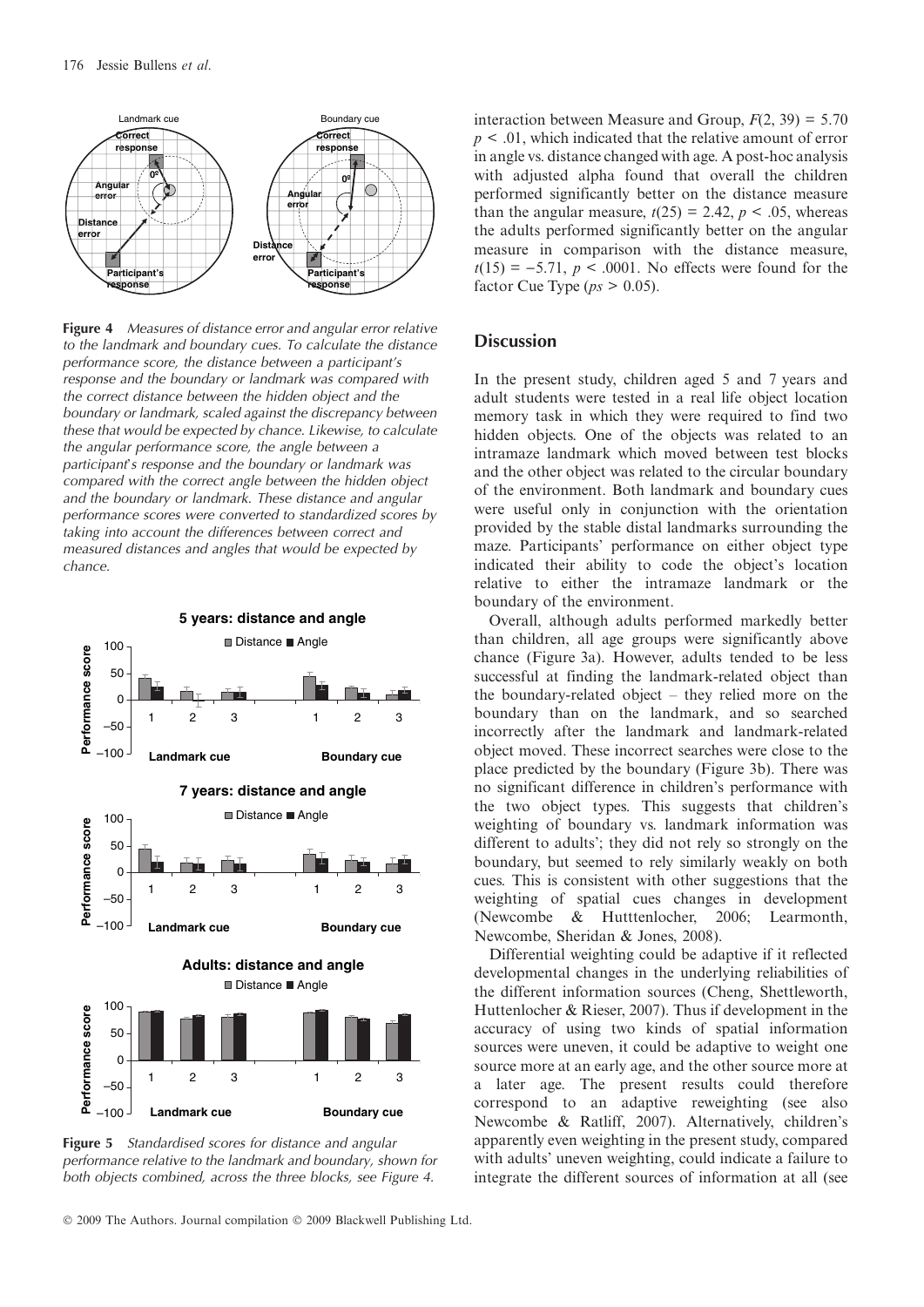**Figure 4** *Measures of distance error and angular error relative to the landmark and boundary cues. To calculate the distance performance score, the distance between a participant's response and the boundary or landmark was compared with the correct distance between the hidden object and the boundary or landmark, scaled against the discrepancy between these that would be expected by chance. Likewise, to calculate the angular performance score, the angle between a participant's response and the boundary or landmark was compared with the correct angle between the hidden object and the boundary or landmark. These distance and angular performance scores were converted to standardized scores by taking into account the differences between correct and measured distances and angles that would be expected by chance.*

**Figure 5** *Standardised scores for distance and angular performance relative to the landmark and boundary, shown for both objects combined, across the three blocks, see Figure 4.*

interaction between Measure and Group, $F(2, 39) = 5.70$ $p < .01$, which indicated that the relative amount of error in angle vs. distance changed with age. A post-hoc analysis with adjusted alpha found that overall the children performed significantly better on the distance measure than the angular measure, $t(25) = 2.42$, $p < .05$, whereas the adults performed significantly better on the angular measure in comparison with the distance measure, $t(15) = -5.71$, $p < .0001$. No effects were found for the factor Cue Type ($ps > 0.05$).

## Discussion

In the present study, children aged 5 and 7 years and adult students were tested in a real life object location memory task in which they were required to find two hidden objects. One of the objects was related to an intramaze landmark which moved between test blocks and the other object was related to the circular boundary of the environment. Both landmark and boundary cues were useful only in conjunction with the orientation provided by the stable distal landmarks surrounding the maze. Participants' performance on either object type indicated their ability to code the object's location relative to either the intramaze landmark or the boundary of the environment.

Overall, although adults performed markedly better than children, all age groups were significantly above chance (Figure 3a). However, adults tended to be less successful at finding the landmark-related object than the boundary-related object – they relied more on the boundary than on the landmark, and so searched incorrectly after the landmark and landmark-related object moved. These incorrect searches were close to the place predicted by the boundary (Figure 3b). There was no significant difference in children's performance with the two object types. This suggests that children's weighting of boundary vs. landmark information was different to adults'; they did not rely so strongly on the boundary, but seemed to rely similarly weakly on both cues. This is consistent with other suggestions that the weighting of spatial cues changes in development (Newcombe & Hutttenlocher, 2006; Learmonth, Newcombe, Sheridan & Jones, 2008).

Differential weighting could be adaptive if it reflected developmental changes in the underlying reliabilities of the different information sources (Cheng, Shettleworth, Huttenlocher & Rieser, 2007). Thus if development in the accuracy of using two kinds of spatial information sources were uneven, it could be adaptive to weight one source more at an early age, and the other source more at a later age. The present results could therefore correspond to an adaptive reweighting (see also Newcombe & Ratliff, 2007). Alternatively, children's apparently even weighting in the present study, compared with adults' uneven weighting, could indicate a failure to integrate the different sources of information at all (see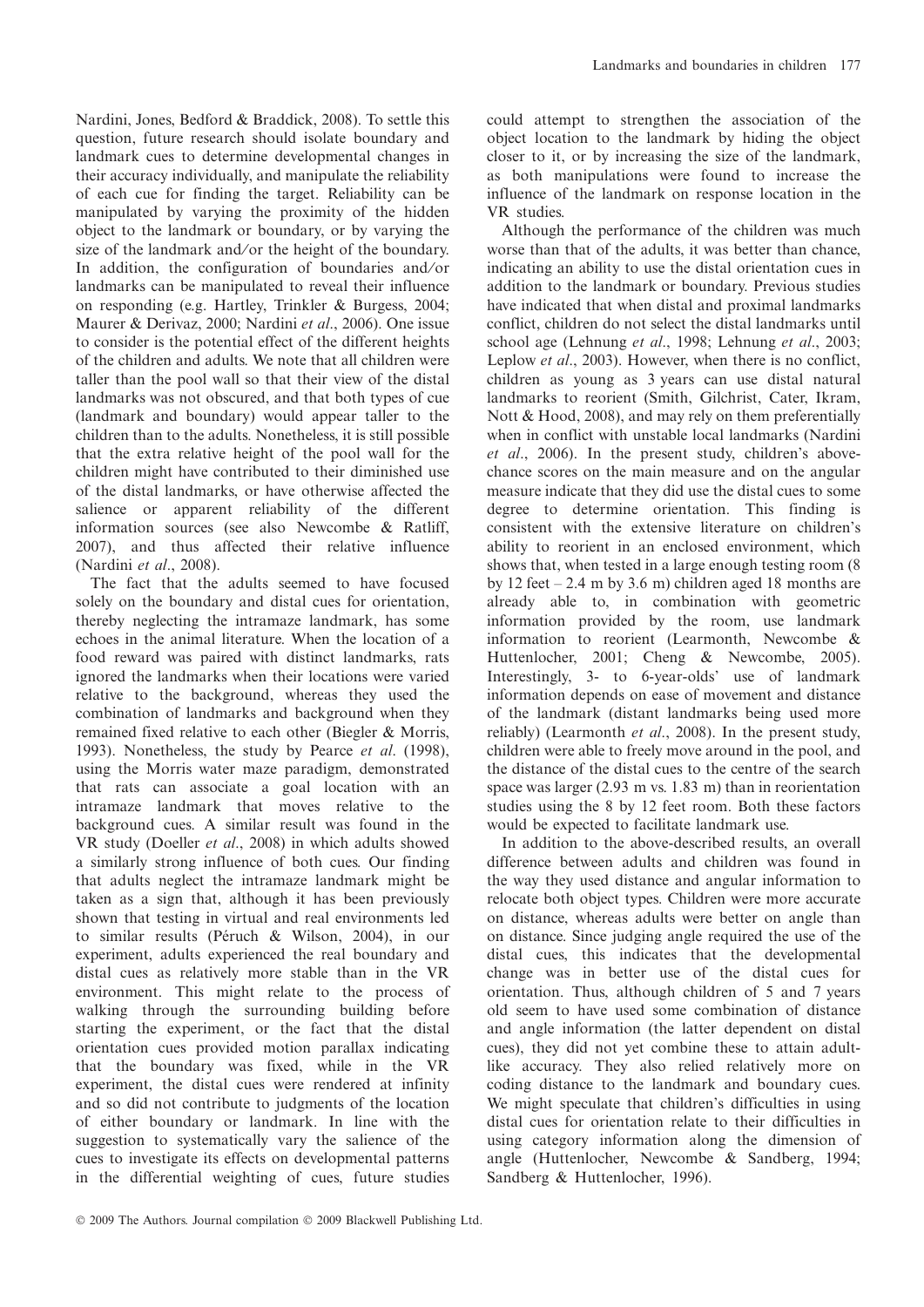Nardini, Jones, Bedford & Braddick, 2008). To settle this question, future research should isolate boundary and landmark cues to determine developmental changes in their accuracy individually, and manipulate the reliability of each cue for finding the target. Reliability can be manipulated by varying the proximity of the hidden object to the landmark or boundary, or by varying the size of the landmark and/or the height of the boundary. In addition, the configuration of boundaries and/or landmarks can be manipulated to reveal their influence on responding (e.g. Hartley, Trinkler & Burgess, 2004; Maurer & Derivaz, 2000; Nardini *et al*., 2006). One issue to consider is the potential effect of the different heights of the children and adults. We note that all children were taller than the pool wall so that their view of the distal landmarks was not obscured, and that both types of cue (landmark and boundary) would appear taller to the children than to the adults. Nonetheless, it is still possible that the extra relative height of the pool wall for the children might have contributed to their diminished use of the distal landmarks, or have otherwise affected the salience or apparent reliability of the different information sources (see also Newcombe & Ratliff, 2007), and thus affected their relative influence (Nardini *et al*., 2008).

The fact that the adults seemed to have focused solely on the boundary and distal cues for orientation, thereby neglecting the intramaze landmark, has some echoes in the animal literature. When the location of a food reward was paired with distinct landmarks, rats ignored the landmarks when their locations were varied relative to the background, whereas they used the combination of landmarks and background when they remained fixed relative to each other (Biegler & Morris, 1993). Nonetheless, the study by Pearce *et al*. (1998), using the Morris water maze paradigm, demonstrated that rats can associate a goal location with an intramaze landmark that moves relative to the background cues. A similar result was found in the VR study (Doeller *et al*., 2008) in which adults showed a similarly strong influence of both cues. Our finding that adults neglect the intramaze landmark might be taken as a sign that, although it has been previously shown that testing in virtual and real environments led to similar results (Péruch & Wilson, 2004), in our experiment, adults experienced the real boundary and distal cues as relatively more stable than in the VR environment. This might relate to the process of walking through the surrounding building before starting the experiment, or the fact that the distal orientation cues provided motion parallax indicating that the boundary was fixed, while in the VR experiment, the distal cues were rendered at infinity and so did not contribute to judgments of the location of either boundary or landmark. In line with the suggestion to systematically vary the salience of the cues to investigate its effects on developmental patterns in the differential weighting of cues, future studies could attempt to strengthen the association of the object location to the landmark by hiding the object closer to it, or by increasing the size of the landmark, as both manipulations were found to increase the influence of the landmark on response location in the VR studies.

Although the performance of the children was much worse than that of the adults, it was better than chance, indicating an ability to use the distal orientation cues in addition to the landmark or boundary. Previous studies have indicated that when distal and proximal landmarks conflict, children do not select the distal landmarks until school age (Lehnung *et al*., 1998; Lehnung *et al*., 2003; Leplow *et al*., 2003). However, when there is no conflict, children as young as 3 years can use distal natural landmarks to reorient (Smith, Gilchrist, Cater, Ikram, Nott & Hood, 2008), and may rely on them preferentially when in conflict with unstable local landmarks (Nardini *et al*., 2006). In the present study, children's above-chance scores on the main measure and on the angular measure indicate that they did use the distal cues to some degree to determine orientation. This finding is consistent with the extensive literature on children's ability to reorient in an enclosed environment, which shows that, when tested in a large enough testing room (8 by 12 feet – 2.4 m by 3.6 m) children aged 18 months are already able to, in combination with geometric information provided by the room, use landmark information to reorient (Learmonth, Newcombe & Huttenlocher, 2001; Cheng & Newcombe, 2005). Interestingly, 3- to 6-year-olds' use of landmark information depends on ease of movement and distance of the landmark (distant landmarks being used more reliably) (Learmonth *et al*., 2008). In the present study, children were able to freely move around in the pool, and the distance of the distal cues to the centre of the search space was larger (2.93 m vs. 1.83 m) than in reorientation studies using the 8 by 12 feet room. Both these factors would be expected to facilitate landmark use.

In addition to the above-described results, an overall difference between adults and children was found in the way they used distance and angular information to relocate both object types. Children were more accurate on distance, whereas adults were better on angle than on distance. Since judging angle required the use of the distal cues, this indicates that the developmental change was in better use of the distal cues for orientation. Thus, although children of 5 and 7 years old seem to have used some combination of distance and angle information (the latter dependent on distal cues), they did not yet combine these to attain adult-like accuracy. They also relied relatively more on coding distance to the landmark and boundary cues. We might speculate that children's difficulties in using distal cues for orientation relate to their difficulties in using category information along the dimension of angle (Huttenlocher, Newcombe & Sandberg, 1994; Sandberg & Huttenlocher, 1996).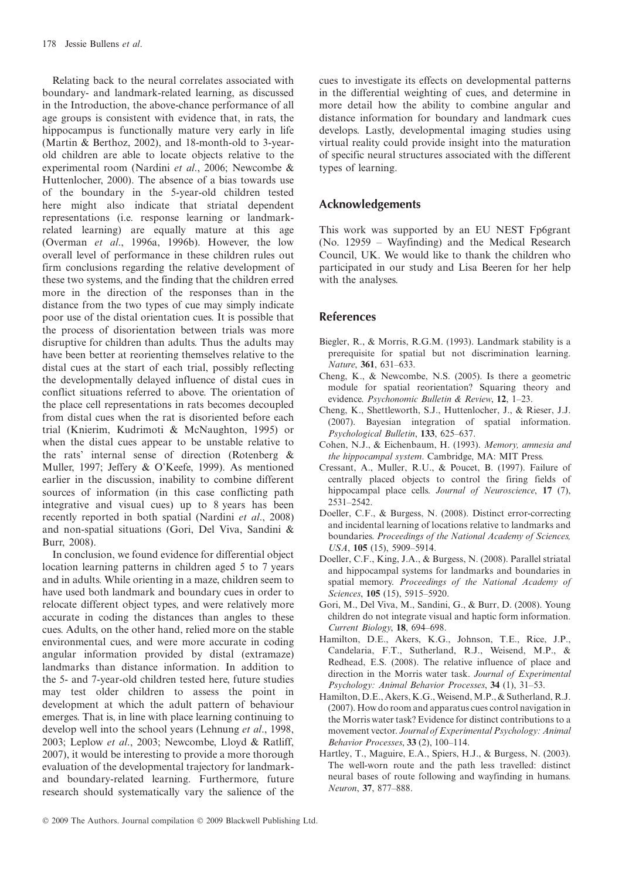Relating back to the neural correlates associated with boundary- and landmark-related learning, as discussed in the Introduction, the above-chance performance of all age groups is consistent with evidence that, in rats, the hippocampus is functionally mature very early in life (Martin & Berthoz, 2002), and 18-month-old to 3-year-old children are able to locate objects relative to the experimental room (Nardini *et al*., 2006; Newcombe & Huttenlocher, 2000). The absence of a bias towards use of the boundary in the 5-year-old children tested here might also indicate that striatal dependent representations (i.e. response learning or landmark-related learning) are equally mature at this age (Overman *et al*., 1996a, 1996b). However, the low overall level of performance in these children rules out firm conclusions regarding the relative development of these two systems, and the finding that the children erred more in the direction of the responses than in the distance from the two types of cue may simply indicate poor use of the distal orientation cues. It is possible that the process of disorientation between trials was more disruptive for children than adults. Thus the adults may have been better at reorienting themselves relative to the distal cues at the start of each trial, possibly reflecting the developmentally delayed influence of distal cues in conflict situations referred to above. The orientation of the place cell representations in rats becomes decoupled from distal cues when the rat is disoriented before each trial (Knierim, Kudrimoti & McNaughton, 1995) or when the distal cues appear to be unstable relative to the rats' internal sense of direction (Rotenberg & Muller, 1997; Jeffery & O'Keefe, 1999). As mentioned earlier in the discussion, inability to combine different sources of information (in this case conflicting path integrative and visual cues) up to 8 years has been recently reported in both spatial (Nardini *et al*., 2008) and non-spatial situations (Gori, Del Viva, Sandini & Burr, 2008).

In conclusion, we found evidence for differential object location learning patterns in children aged 5 to 7 years and in adults. While orienting in a maze, children seem to have used both landmark and boundary cues in order to relocate different object types, and were relatively more accurate in coding the distances than angles to these cues. Adults, on the other hand, relied more on the stable environmental cues, and were more accurate in coding angular information provided by distal (extramaze) landmarks than distance information. In addition to the 5- and 7-year-old children tested here, future studies may test older children to assess the point in development at which the adult pattern of behaviour emerges. That is, in line with place learning continuing to develop well into the school years (Lehnung *et al*., 1998, 2003; Leplow *et al*., 2003; Newcombe, Lloyd & Ratliff, 2007), it would be interesting to provide a more thorough evaluation of the developmental trajectory for landmark- and boundary-related learning. Furthermore, future research should systematically vary the salience of the cues to investigate its effects on developmental patterns in the differential weighting of cues, and determine in more detail how the ability to combine angular and distance information for boundary and landmark cues develops. Lastly, developmental imaging studies using virtual reality could provide insight into the maturation of specific neural structures associated with the different types of learning.

## Acknowledgements

This work was supported by an EU NEST Fp6grant (No. 12959 – Wayfinding) and the Medical Research Council, UK. We would like to thank the children who participated in our study and Lisa Beeren for her help with the analyses.

## References

Biegler, R., & Morris, R.G.M. (1993). Landmark stability is a prerequisite for spatial but not discrimination learning. *Nature*, **361**, 631–633.

Cheng, K., & Newcombe, N.S. (2005). Is there a geometric module for spatial reorientation? Squaring theory and evidence. *Psychonomic Bulletin & Review*, **12**, 1–23.

Cheng, K., Shettleworth, S.J., Huttenlocher, J., & Rieser, J.J. (2007). Bayesian integration of spatial information. *Psychological Bulletin*, **133**, 625–637.

Cohen, N.J., & Eichenbaum, H. (1993). *Memory, amnesia and the hippocampal system*. Cambridge, MA: MIT Press.

Cressant, A., Muller, R.U., & Poucet, B. (1997). Failure of centrally placed objects to control the firing fields of hippocampal place cells. *Journal of Neuroscience*, **17** (7), 2531–2542.

Doeller, C.F., & Burgess, N. (2008). Distinct error-correcting and incidental learning of locations relative to landmarks and boundaries. *Proceedings of the National Academy of Sciences, USA*, **105** (15), 5909–5914.

Doeller, C.F., King, J.A., & Burgess, N. (2008). Parallel striatal and hippocampal systems for landmarks and boundaries in spatial memory. *Proceedings of the National Academy of Sciences*, **105** (15), 5915–5920.

Gori, M., Del Viva, M., Sandini, G., & Burr, D. (2008). Young children do not integrate visual and haptic form information. *Current Biology*, **18**, 694–698.

Hamilton, D.E., Akers, K.G., Johnson, T.E., Rice, J.P., Candelaria, F.T., Sutherland, R.J., Weisend, M.P., & Redhead, E.S. (2008). The relative influence of place and direction in the Morris water task. *Journal of Experimental Psychology: Animal Behavior Processes*, **34** (1), 31–53.

Hamilton, D.E., Akers, K.G., Weisend, M.P., & Sutherland, R.J. (2007). How do room and apparatus cues control navigation in the Morris water task? Evidence for distinct contributions to a movement vector. *Journal of Experimental Psychology: Animal Behavior Processes*, **33** (2), 100–114.

Hartley, T., Maguire, E.A., Spiers, H.J., & Burgess, N. (2003). The well-worn route and the path less travelled: distinct neural bases of route following and wayfinding in humans. *Neuron*, **37**, 877–888.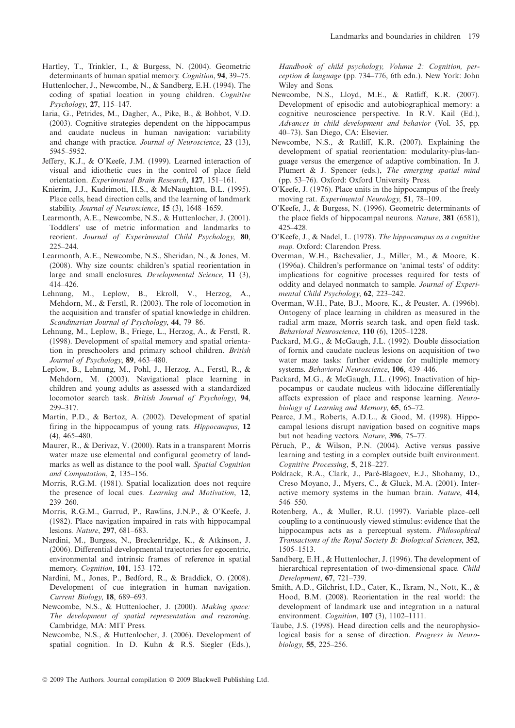Hartley, T., Trinkler, I., & Burgess, N. (2004). Geometric determinants of human spatial memory. *Cognition*, **94**, 39–75.

Huttenlocher, J., Newcombe, N., & Sandberg, E.H. (1994). The coding of spatial location in young children. *Cognitive Psychology*, **27**, 115–147.

Iaria, G., Petrides, M., Dagher, A., Pike, B., & Bohbot, V.D. (2003). Cognitive strategies dependent on the hippocampus and caudate nucleus in human navigation: variability and change with practice. *Journal of Neuroscience*, **23** (13), 5945–5952.

Jeffery, K.J., & O'Keefe, J.M. (1999). Learned interaction of visual and idiothetic cues in the control of place field orientation. *Experimental Brain Research*, **127**, 151–161.

Knierim, J.J., Kudrimoti, H.S., & McNaughton, B.L. (1995). Place cells, head direction cells, and the learning of landmark stability. *Journal of Neuroscience*, **15** (3), 1648–1659.

Learmonth, A.E., Newcombe, N.S., & Huttenlocher, J. (2001). Toddlers' use of metric information and landmarks to reorient. *Journal of Experimental Child Psychology*, **80**, 225–244.

Learmonth, A.E., Newcombe, N.S., Sheridan, N., & Jones, M. (2008). Why size counts: children's spatial reorientation in large and small enclosures. *Developmental Science*, **11** (3), 414–426.

Lehnung, M., Leplow, B., Ekroll, V., Herzog, A., Mehdorn, M., & Ferstl, R. (2003). The role of locomotion in the acquisition and transfer of spatial knowledge in children. *Scandinavian Journal of Psychology*, **44**, 79–86.

Lehnung, M., Leplow, B., Friege, L., Herzog, A., & Ferstl, R. (1998). Development of spatial memory and spatial orientation in preschoolers and primary school children. *British Journal of Psychology*, **89**, 463–480.

Leplow, B., Lehnung, M., Pohl, J., Herzog, A., Ferstl, R., & Mehdorn, M. (2003). Navigational place learning in children and young adults as assessed with a standardized locomotor search task. *British Journal of Psychology*, **94**, 299–317.

Martin, P.D., & Bertoz, A. (2002). Development of spatial firing in the hippocampus of young rats. *Hippocampus*, **12** (4), 465–480.

Maurer, R., & Derivaz, V. (2000). Rats in a transparent Morris water maze use elemental and configural geometry of landmarks as well as distance to the pool wall. *Spatial Cognition and Computation*, **2**, 135–156.

Morris, R.G.M. (1981). Spatial localization does not require the presence of local cues. *Learning and Motivation*, **12**, 239–260.

Morris, R.G.M., Garrud, P., Rawlins, J.N.P., & O'Keefe, J. (1982). Place navigation impaired in rats with hippocampal lesions. *Nature*, **297**, 681–683.

Nardini, M., Burgess, N., Breckenridge, K., & Atkinson, J. (2006). Differential developmental trajectories for egocentric, environmental and intrinsic frames of reference in spatial memory. *Cognition*, **101**, 153–172.

Nardini, M., Jones, P., Bedford, R., & Braddick, O. (2008). Development of cue integration in human navigation. *Current Biology*, **18**, 689–693.

Newcombe, N.S., & Huttenlocher, J. (2000). *Making space: The development of spatial representation and reasoning*. Cambridge, MA: MIT Press.

Newcombe, N.S., & Huttenlocher, J. (2006). Development of spatial cognition. In D. Kuhn & R.S. Siegler (Eds.), *Handbook of child psychology, Volume 2: Cognition, perception & language* (pp. 734–776, 6th edn.). New York: John Wiley and Sons.

Newcombe, N.S., Lloyd, M.E., & Ratliff, K.R. (2007). Development of episodic and autobiographical memory: a cognitive neuroscience perspective. In R.V. Kail (Ed.), *Advances in child development and behavior* (Vol. 35, pp. 40–73). San Diego, CA: Elsevier.

Newcombe, N.S., & Ratliff, K.R. (2007). Explaining the development of spatial reorientation: modularity-plus-language versus the emergence of adaptive combination. In J. Plumert & J. Spencer (eds.), *The emerging spatial mind* (pp. 53–76). Oxford: Oxford University Press.

O'Keefe, J. (1976). Place units in the hippocampus of the freely moving rat. *Experimental Neurology*, **51**, 78–109.

O'Keefe, J., & Burgess, N. (1996). Geometric determinants of the place fields of hippocampal neurons. *Nature*, **381** (6581), 425–428.

O'Keefe, J., & Nadel, L. (1978). *The hippocampus as a cognitive map*. Oxford: Clarendon Press.

Overman, W.H., Bachevalier, J., Miller, M., & Moore, K. (1996a). Children's performance on 'animal tests' of oddity: implications for cognitive processes required for tests of oddity and delayed nonmatch to sample. *Journal of Experimental Child Psychology*, **62**, 223–242.

Overman, W.H., Pate, B.J., Moore, K., & Peuster, A. (1996b). Ontogeny of place learning in children as measured in the radial arm maze, Morris search task, and open field task. *Behavioral Neuroscience*, **110** (6), 1205–1228.

Packard, M.G., & McGaugh, J.L. (1992). Double dissociation of fornix and caudate nucleus lesions on acquisition of two water maze tasks: further evidence for multiple memory systems. *Behavioral Neuroscience*, **106**, 439–446.

Packard, M.G., & McGaugh, J.L. (1996). Inactivation of hippocampus or caudate nucleus with lidocaine differentially affects expression of place and response learning. *Neurobiology of Learning and Memory*, **65**, 65–72.

Pearce, J.M., Roberts, A.D.L., & Good, M. (1998). Hippocampal lesions disrupt navigation based on cognitive maps but not heading vectors. *Nature*, **396**, 75–77.

Péruch, P., & Wilson, P.N. (2004). Active versus passive learning and testing in a complex outside built environment. *Cognitive Processing*, **5**, 218–227.

Poldrack, R.A., Clark, J., Paré-Blagoev, E.J., Shohamy, D., Creso Moyano, J., Myers, C., & Gluck, M.A. (2001). Interactive memory systems in the human brain. *Nature*, **414**, 546–550.

Rotenberg, A., & Muller, R.U. (1997). Variable place–cell coupling to a continuously viewed stimulus: evidence that the hippocampus acts as a perceptual system. *Philosophical Transactions of the Royal Society B: Biological Sciences*, **352**, 1505–1513.

Sandberg, E.H., & Huttenlocher, J. (1996). The development of hierarchical representation of two-dimensional space. *Child Development*, **67**, 721–739.

Smith, A.D., Gilchrist, I.D., Cater, K., Ikram, N., Nott, K., & Hood, B.M. (2008). Reorientation in the real world: the development of landmark use and integration in a natural environment. *Cognition*, **107** (3), 1102–1111.

Taube, J.S. (1998). Head direction cells and the neurophysiological basis for a sense of direction. *Progress in Neurobiology*, **55**, 225–256.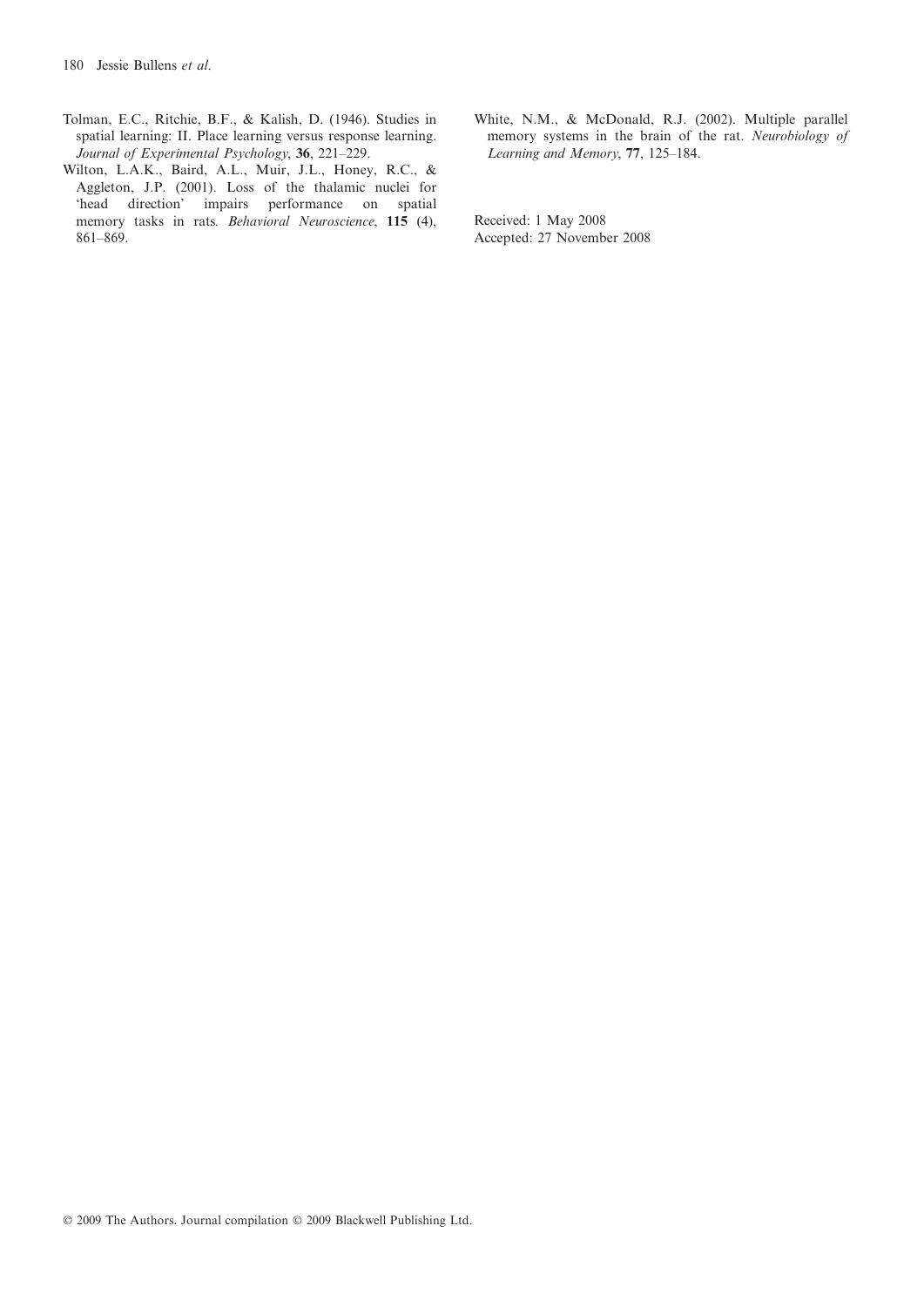Tolman, E.C., Ritchie, B.F., & Kalish, D. (1946). Studies in spatial learning: II. Place learning versus response learning. *Journal of Experimental Psychology*, **36**, 221–229.

Wilton, L.A.K., Baird, A.L., Muir, J.L., Honey, R.C., & Aggleton, J.P. (2001). Loss of the thalamic nuclei for 'head direction' impairs performance on spatial memory tasks in rats. *Behavioral Neuroscience*, **115** (4), 861–869.

White, N.M., & McDonald, R.J. (2002). Multiple parallel memory systems in the brain of the rat. *Neurobiology of Learning and Memory*, **77**, 125–184.

Received: 1 May 2008
Accepted: 27 November 2008